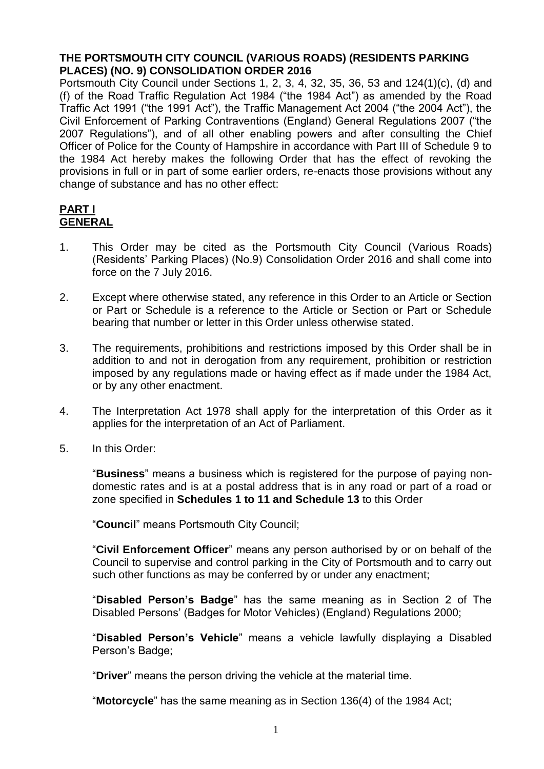**THE PORTSMOUTH CITY COUNCIL (VARIOUS ROADS) (RESIDENTS PARKING PLACES) (NO. 9) CONSOLIDATION ORDER 2016**

Portsmouth City Council under Sections 1, 2, 3, 4, 32, 35, 36, 53 and 124(1)(c), (d) and (f) of the Road Traffic Regulation Act 1984 ("the 1984 Act") as amended by the Road Traffic Act 1991 ("the 1991 Act"), the Traffic Management Act 2004 ("the 2004 Act"), the Civil Enforcement of Parking Contraventions (England) General Regulations 2007 ("the 2007 Regulations"), and of all other enabling powers and after consulting the Chief Officer of Police for the County of Hampshire in accordance with Part III of Schedule 9 to the 1984 Act hereby makes the following Order that has the effect of revoking the provisions in full or in part of some earlier orders, re-enacts those provisions without any change of substance and has no other effect:

## PART I
## GENERAL

1. This Order may be cited as the Portsmouth City Council (Various Roads) (Residents' Parking Places) (No.9) Consolidation Order 2016 and shall come into force on the 7 July 2016.

2. Except where otherwise stated, any reference in this Order to an Article or Section or Part or Schedule is a reference to the Article or Section or Part or Schedule bearing that number or letter in this Order unless otherwise stated.

3. The requirements, prohibitions and restrictions imposed by this Order shall be in addition to and not in derogation from any requirement, prohibition or restriction imposed by any regulations made or having effect as if made under the 1984 Act, or by any other enactment.

4. The Interpretation Act 1978 shall apply for the interpretation of this Order as it applies for the interpretation of an Act of Parliament.

5. In this Order:

   "**Business**" means a business which is registered for the purpose of paying non-domestic rates and is at a postal address that is in any road or part of a road or zone specified in **Schedules 1 to 11 and Schedule 13** to this Order

   "**Council**" means Portsmouth City Council;

   "**Civil Enforcement Officer**" means any person authorised by or on behalf of the Council to supervise and control parking in the City of Portsmouth and to carry out such other functions as may be conferred by or under any enactment;

   "**Disabled Person's Badge**" has the same meaning as in Section 2 of The Disabled Persons' (Badges for Motor Vehicles) (England) Regulations 2000;

   "**Disabled Person's Vehicle**" means a vehicle lawfully displaying a Disabled Person's Badge;

   "**Driver**" means the person driving the vehicle at the material time.

   "**Motorcycle**" has the same meaning as in Section 136(4) of the 1984 Act;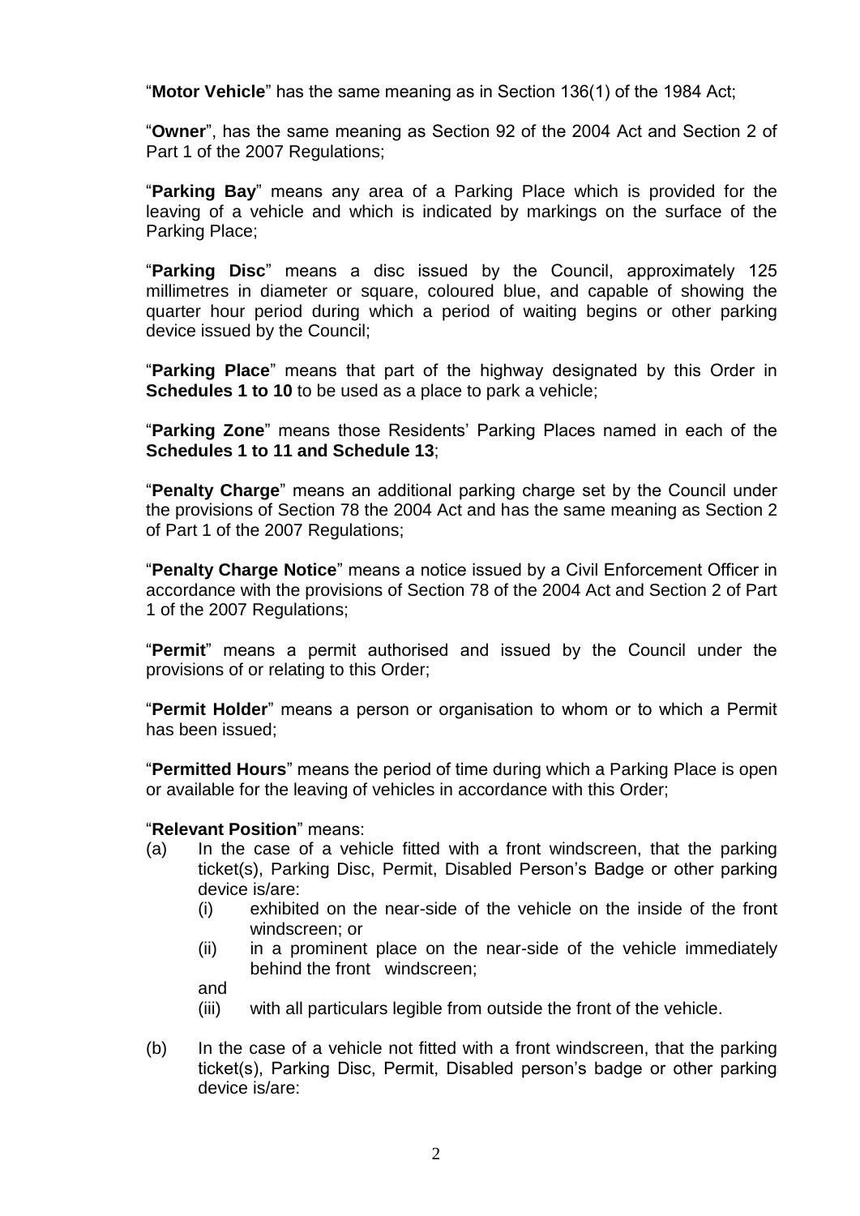"**Motor Vehicle**" has the same meaning as in Section 136(1) of the 1984 Act;

"**Owner**", has the same meaning as Section 92 of the 2004 Act and Section 2 of Part 1 of the 2007 Regulations;

"**Parking Bay**" means any area of a Parking Place which is provided for the leaving of a vehicle and which is indicated by markings on the surface of the Parking Place;

"**Parking Disc**" means a disc issued by the Council, approximately 125 millimetres in diameter or square, coloured blue, and capable of showing the quarter hour period during which a period of waiting begins or other parking device issued by the Council;

"**Parking Place**" means that part of the highway designated by this Order in **Schedules 1 to 10** to be used as a place to park a vehicle;

"**Parking Zone**" means those Residents' Parking Places named in each of the **Schedules 1 to 11 and Schedule 13**;

"**Penalty Charge**" means an additional parking charge set by the Council under the provisions of Section 78 the 2004 Act and has the same meaning as Section 2 of Part 1 of the 2007 Regulations;

"**Penalty Charge Notice**" means a notice issued by a Civil Enforcement Officer in accordance with the provisions of Section 78 of the 2004 Act and Section 2 of Part 1 of the 2007 Regulations;

"**Permit**" means a permit authorised and issued by the Council under the provisions of or relating to this Order;

"**Permit Holder**" means a person or organisation to whom or to which a Permit has been issued;

"**Permitted Hours**" means the period of time during which a Parking Place is open or available for the leaving of vehicles in accordance with this Order;

"**Relevant Position**" means:

(a) In the case of a vehicle fitted with a front windscreen, that the parking ticket(s), Parking Disc, Permit, Disabled Person's Badge or other parking device is/are:

  (i) exhibited on the near-side of the vehicle on the inside of the front windscreen; or

  (ii) in a prominent place on the near-side of the vehicle immediately behind the front windscreen;

  and

  (iii) with all particulars legible from outside the front of the vehicle.

(b) In the case of a vehicle not fitted with a front windscreen, that the parking ticket(s), Parking Disc, Permit, Disabled person's badge or other parking device is/are: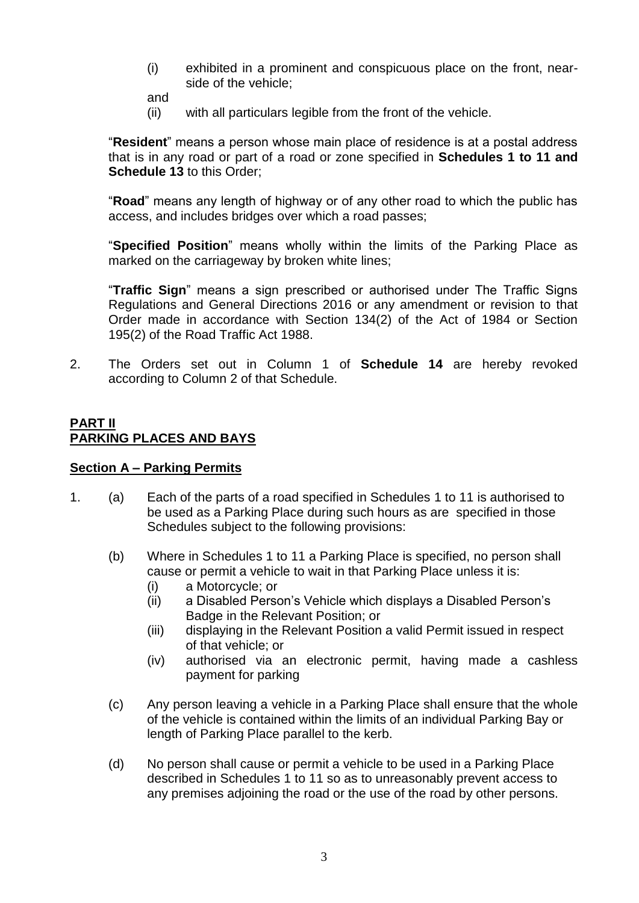(i) exhibited in a prominent and conspicuous place on the front, near-side of the vehicle;

and

(ii) with all particulars legible from the front of the vehicle.

"**Resident**" means a person whose main place of residence is at a postal address that is in any road or part of a road or zone specified in **Schedules 1 to 11 and Schedule 13** to this Order;

"**Road**" means any length of highway or of any other road to which the public has access, and includes bridges over which a road passes;

"**Specified Position**" means wholly within the limits of the Parking Place as marked on the carriageway by broken white lines;

"**Traffic Sign**" means a sign prescribed or authorised under The Traffic Signs Regulations and General Directions 2016 or any amendment or revision to that Order made in accordance with Section 134(2) of the Act of 1984 or Section 195(2) of the Road Traffic Act 1988.

2. The Orders set out in Column 1 of **Schedule 14** are hereby revoked according to Column 2 of that Schedule.

## PART II
## PARKING PLACES AND BAYS

### Section A – Parking Permits

1. (a) Each of the parts of a road specified in Schedules 1 to 11 is authorised to be used as a Parking Place during such hours as are specified in those Schedules subject to the following provisions:

   (b) Where in Schedules 1 to 11 a Parking Place is specified, no person shall cause or permit a vehicle to wait in that Parking Place unless it is:

   (i) a Motorcycle; or
   (ii) a Disabled Person's Vehicle which displays a Disabled Person's Badge in the Relevant Position; or
   (iii) displaying in the Relevant Position a valid Permit issued in respect of that vehicle; or
   (iv) authorised via an electronic permit, having made a cashless payment for parking

   (c) Any person leaving a vehicle in a Parking Place shall ensure that the whole of the vehicle is contained within the limits of an individual Parking Bay or length of Parking Place parallel to the kerb.

   (d) No person shall cause or permit a vehicle to be used in a Parking Place described in Schedules 1 to 11 so as to unreasonably prevent access to any premises adjoining the road or the use of the road by other persons.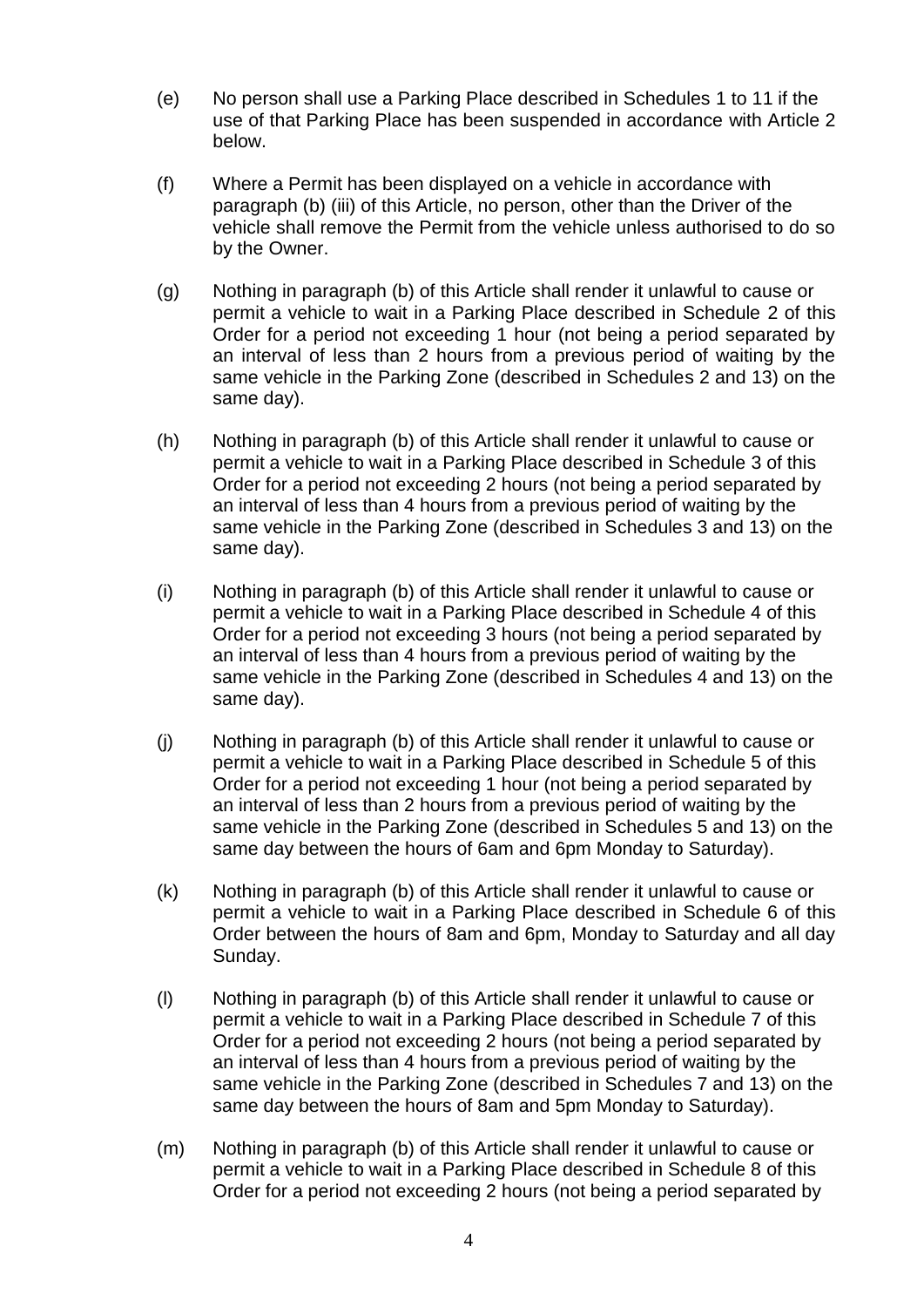(e) No person shall use a Parking Place described in Schedules 1 to 11 if the use of that Parking Place has been suspended in accordance with Article 2 below.

(f) Where a Permit has been displayed on a vehicle in accordance with paragraph (b) (iii) of this Article, no person, other than the Driver of the vehicle shall remove the Permit from the vehicle unless authorised to do so by the Owner.

(g) Nothing in paragraph (b) of this Article shall render it unlawful to cause or permit a vehicle to wait in a Parking Place described in Schedule 2 of this Order for a period not exceeding 1 hour (not being a period separated by an interval of less than 2 hours from a previous period of waiting by the same vehicle in the Parking Zone (described in Schedules 2 and 13) on the same day).

(h) Nothing in paragraph (b) of this Article shall render it unlawful to cause or permit a vehicle to wait in a Parking Place described in Schedule 3 of this Order for a period not exceeding 2 hours (not being a period separated by an interval of less than 4 hours from a previous period of waiting by the same vehicle in the Parking Zone (described in Schedules 3 and 13) on the same day).

(i) Nothing in paragraph (b) of this Article shall render it unlawful to cause or permit a vehicle to wait in a Parking Place described in Schedule 4 of this Order for a period not exceeding 3 hours (not being a period separated by an interval of less than 4 hours from a previous period of waiting by the same vehicle in the Parking Zone (described in Schedules 4 and 13) on the same day).

(j) Nothing in paragraph (b) of this Article shall render it unlawful to cause or permit a vehicle to wait in a Parking Place described in Schedule 5 of this Order for a period not exceeding 1 hour (not being a period separated by an interval of less than 2 hours from a previous period of waiting by the same vehicle in the Parking Zone (described in Schedules 5 and 13) on the same day between the hours of 6am and 6pm Monday to Saturday).

(k) Nothing in paragraph (b) of this Article shall render it unlawful to cause or permit a vehicle to wait in a Parking Place described in Schedule 6 of this Order between the hours of 8am and 6pm, Monday to Saturday and all day Sunday.

(l) Nothing in paragraph (b) of this Article shall render it unlawful to cause or permit a vehicle to wait in a Parking Place described in Schedule 7 of this Order for a period not exceeding 2 hours (not being a period separated by an interval of less than 4 hours from a previous period of waiting by the same vehicle in the Parking Zone (described in Schedules 7 and 13) on the same day between the hours of 8am and 5pm Monday to Saturday).

(m) Nothing in paragraph (b) of this Article shall render it unlawful to cause or permit a vehicle to wait in a Parking Place described in Schedule 8 of this Order for a period not exceeding 2 hours (not being a period separated by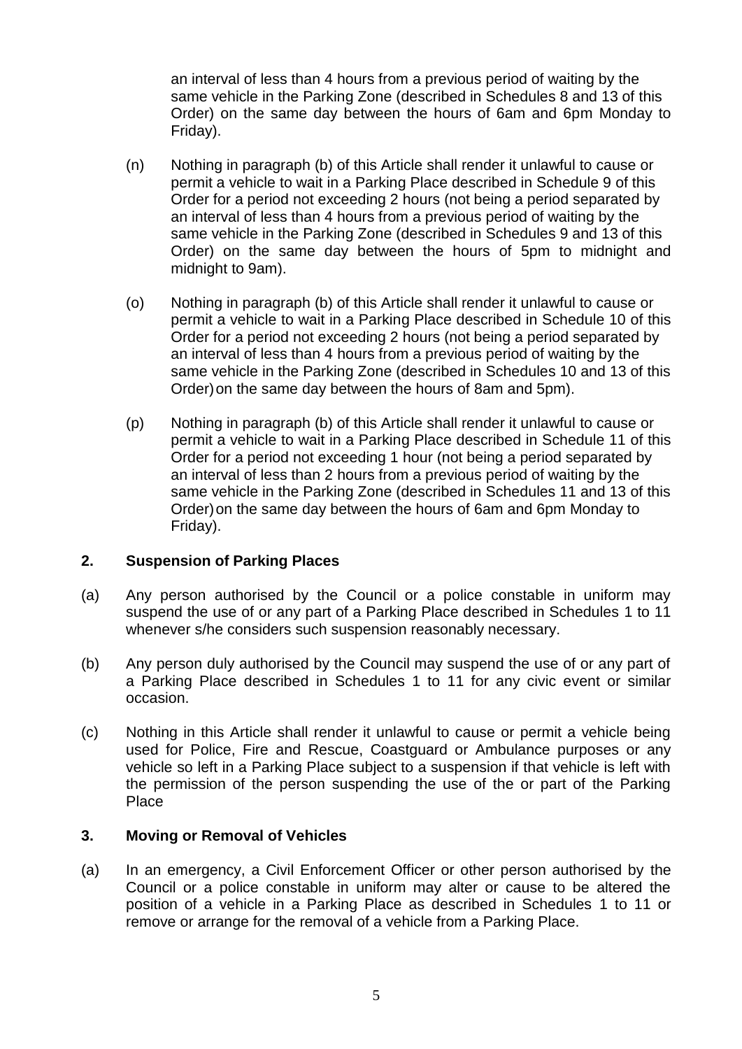an interval of less than 4 hours from a previous period of waiting by the same vehicle in the Parking Zone (described in Schedules 8 and 13 of this Order) on the same day between the hours of 6am and 6pm Monday to Friday).

(n) Nothing in paragraph (b) of this Article shall render it unlawful to cause or permit a vehicle to wait in a Parking Place described in Schedule 9 of this Order for a period not exceeding 2 hours (not being a period separated by an interval of less than 4 hours from a previous period of waiting by the same vehicle in the Parking Zone (described in Schedules 9 and 13 of this Order) on the same day between the hours of 5pm to midnight and midnight to 9am).

(o) Nothing in paragraph (b) of this Article shall render it unlawful to cause or permit a vehicle to wait in a Parking Place described in Schedule 10 of this Order for a period not exceeding 2 hours (not being a period separated by an interval of less than 4 hours from a previous period of waiting by the same vehicle in the Parking Zone (described in Schedules 10 and 13 of this Order) on the same day between the hours of 8am and 5pm).

(p) Nothing in paragraph (b) of this Article shall render it unlawful to cause or permit a vehicle to wait in a Parking Place described in Schedule 11 of this Order for a period not exceeding 1 hour (not being a period separated by an interval of less than 2 hours from a previous period of waiting by the same vehicle in the Parking Zone (described in Schedules 11 and 13 of this Order) on the same day between the hours of 6am and 6pm Monday to Friday).

## 2. Suspension of Parking Places

(a) Any person authorised by the Council or a police constable in uniform may suspend the use of or any part of a Parking Place described in Schedules 1 to 11 whenever s/he considers such suspension reasonably necessary.

(b) Any person duly authorised by the Council may suspend the use of or any part of a Parking Place described in Schedules 1 to 11 for any civic event or similar occasion.

(c) Nothing in this Article shall render it unlawful to cause or permit a vehicle being used for Police, Fire and Rescue, Coastguard or Ambulance purposes or any vehicle so left in a Parking Place subject to a suspension if that vehicle is left with the permission of the person suspending the use of the or part of the Parking Place

## 3. Moving or Removal of Vehicles

(a) In an emergency, a Civil Enforcement Officer or other person authorised by the Council or a police constable in uniform may alter or cause to be altered the position of a vehicle in a Parking Place as described in Schedules 1 to 11 or remove or arrange for the removal of a vehicle from a Parking Place.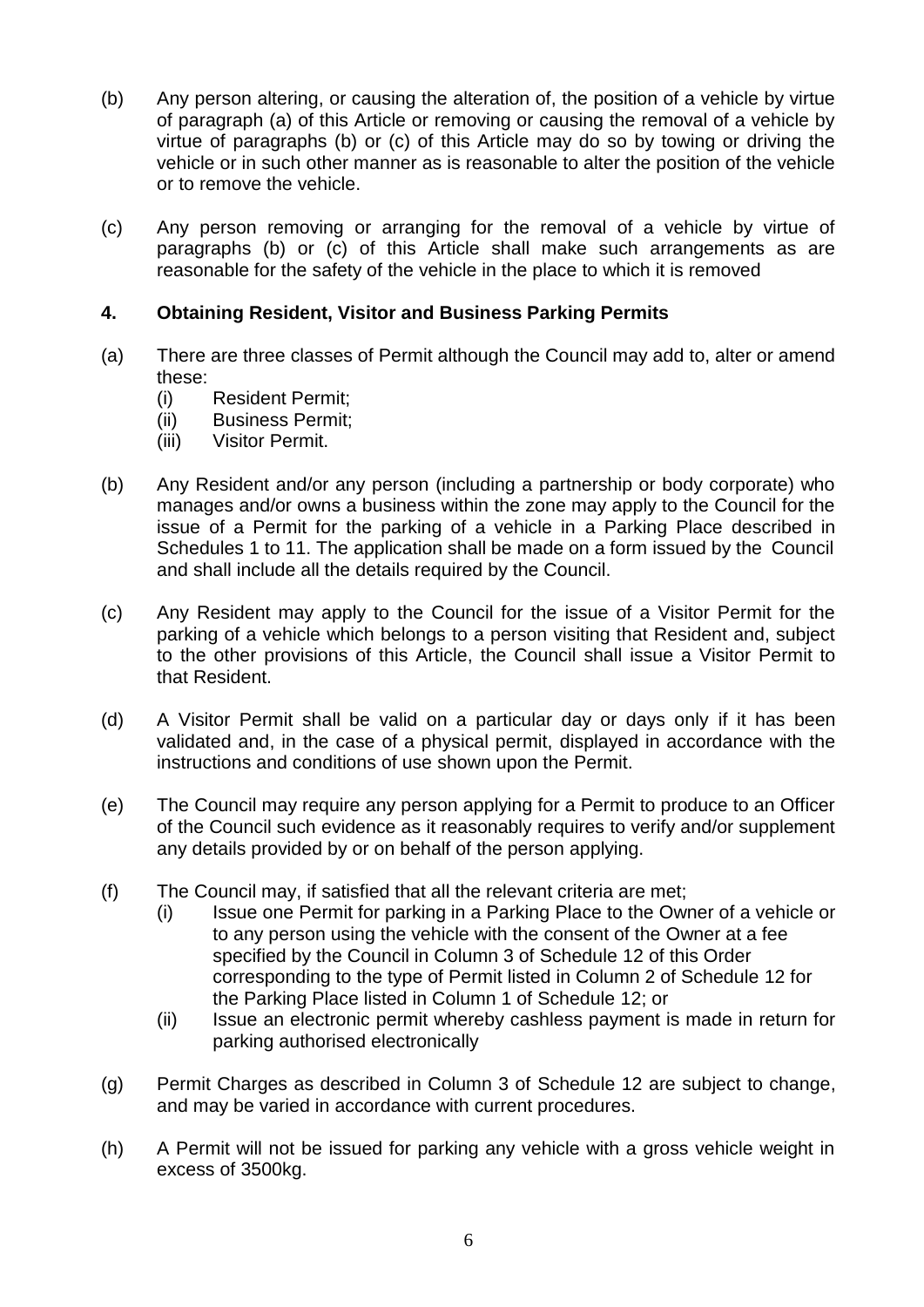(b) Any person altering, or causing the alteration of, the position of a vehicle by virtue of paragraph (a) of this Article or removing or causing the removal of a vehicle by virtue of paragraphs (b) or (c) of this Article may do so by towing or driving the vehicle or in such other manner as is reasonable to alter the position of the vehicle or to remove the vehicle.

(c) Any person removing or arranging for the removal of a vehicle by virtue of paragraphs (b) or (c) of this Article shall make such arrangements as are reasonable for the safety of the vehicle in the place to which it is removed

## 4. Obtaining Resident, Visitor and Business Parking Permits

(a) There are three classes of Permit although the Council may add to, alter or amend these:
   (i) Resident Permit;
   (ii) Business Permit;
   (iii) Visitor Permit.

(b) Any Resident and/or any person (including a partnership or body corporate) who manages and/or owns a business within the zone may apply to the Council for the issue of a Permit for the parking of a vehicle in a Parking Place described in Schedules 1 to 11. The application shall be made on a form issued by the Council and shall include all the details required by the Council.

(c) Any Resident may apply to the Council for the issue of a Visitor Permit for the parking of a vehicle which belongs to a person visiting that Resident and, subject to the other provisions of this Article, the Council shall issue a Visitor Permit to that Resident.

(d) A Visitor Permit shall be valid on a particular day or days only if it has been validated and, in the case of a physical permit, displayed in accordance with the instructions and conditions of use shown upon the Permit.

(e) The Council may require any person applying for a Permit to produce to an Officer of the Council such evidence as it reasonably requires to verify and/or supplement any details provided by or on behalf of the person applying.

(f) The Council may, if satisfied that all the relevant criteria are met;
   (i) Issue one Permit for parking in a Parking Place to the Owner of a vehicle or to any person using the vehicle with the consent of the Owner at a fee specified by the Council in Column 3 of Schedule 12 of this Order corresponding to the type of Permit listed in Column 2 of Schedule 12 for the Parking Place listed in Column 1 of Schedule 12; or
   (ii) Issue an electronic permit whereby cashless payment is made in return for parking authorised electronically

(g) Permit Charges as described in Column 3 of Schedule 12 are subject to change, and may be varied in accordance with current procedures.

(h) A Permit will not be issued for parking any vehicle with a gross vehicle weight in excess of 3500kg.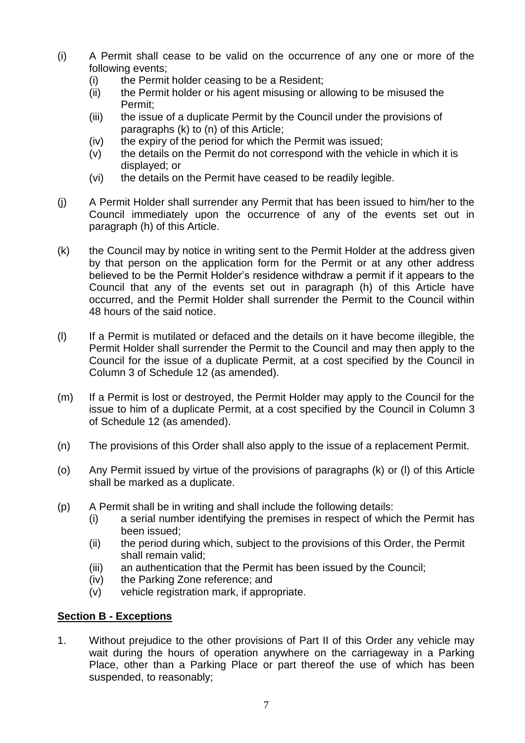(i) A Permit shall cease to be valid on the occurrence of any one or more of the following events;

    (i) the Permit holder ceasing to be a Resident;

    (ii) the Permit holder or his agent misusing or allowing to be misused the Permit;

    (iii) the issue of a duplicate Permit by the Council under the provisions of paragraphs (k) to (n) of this Article;

    (iv) the expiry of the period for which the Permit was issued;

    (v) the details on the Permit do not correspond with the vehicle in which it is displayed; or

    (vi) the details on the Permit have ceased to be readily legible.

(j) A Permit Holder shall surrender any Permit that has been issued to him/her to the Council immediately upon the occurrence of any of the events set out in paragraph (h) of this Article.

(k) the Council may by notice in writing sent to the Permit Holder at the address given by that person on the application form for the Permit or at any other address believed to be the Permit Holder's residence withdraw a permit if it appears to the Council that any of the events set out in paragraph (h) of this Article have occurred, and the Permit Holder shall surrender the Permit to the Council within 48 hours of the said notice.

(l) If a Permit is mutilated or defaced and the details on it have become illegible, the Permit Holder shall surrender the Permit to the Council and may then apply to the Council for the issue of a duplicate Permit, at a cost specified by the Council in Column 3 of Schedule 12 (as amended).

(m) If a Permit is lost or destroyed, the Permit Holder may apply to the Council for the issue to him of a duplicate Permit, at a cost specified by the Council in Column 3 of Schedule 12 (as amended).

(n) The provisions of this Order shall also apply to the issue of a replacement Permit.

(o) Any Permit issued by virtue of the provisions of paragraphs (k) or (l) of this Article shall be marked as a duplicate.

(p) A Permit shall be in writing and shall include the following details:

    (i) a serial number identifying the premises in respect of which the Permit has been issued;

    (ii) the period during which, subject to the provisions of this Order, the Permit shall remain valid;

    (iii) an authentication that the Permit has been issued by the Council;

    (iv) the Parking Zone reference; and

    (v) vehicle registration mark, if appropriate.

**<u>Section B - Exceptions</u>**

1. Without prejudice to the other provisions of Part II of this Order any vehicle may wait during the hours of operation anywhere on the carriageway in a Parking Place, other than a Parking Place or part thereof the use of which has been suspended, to reasonably;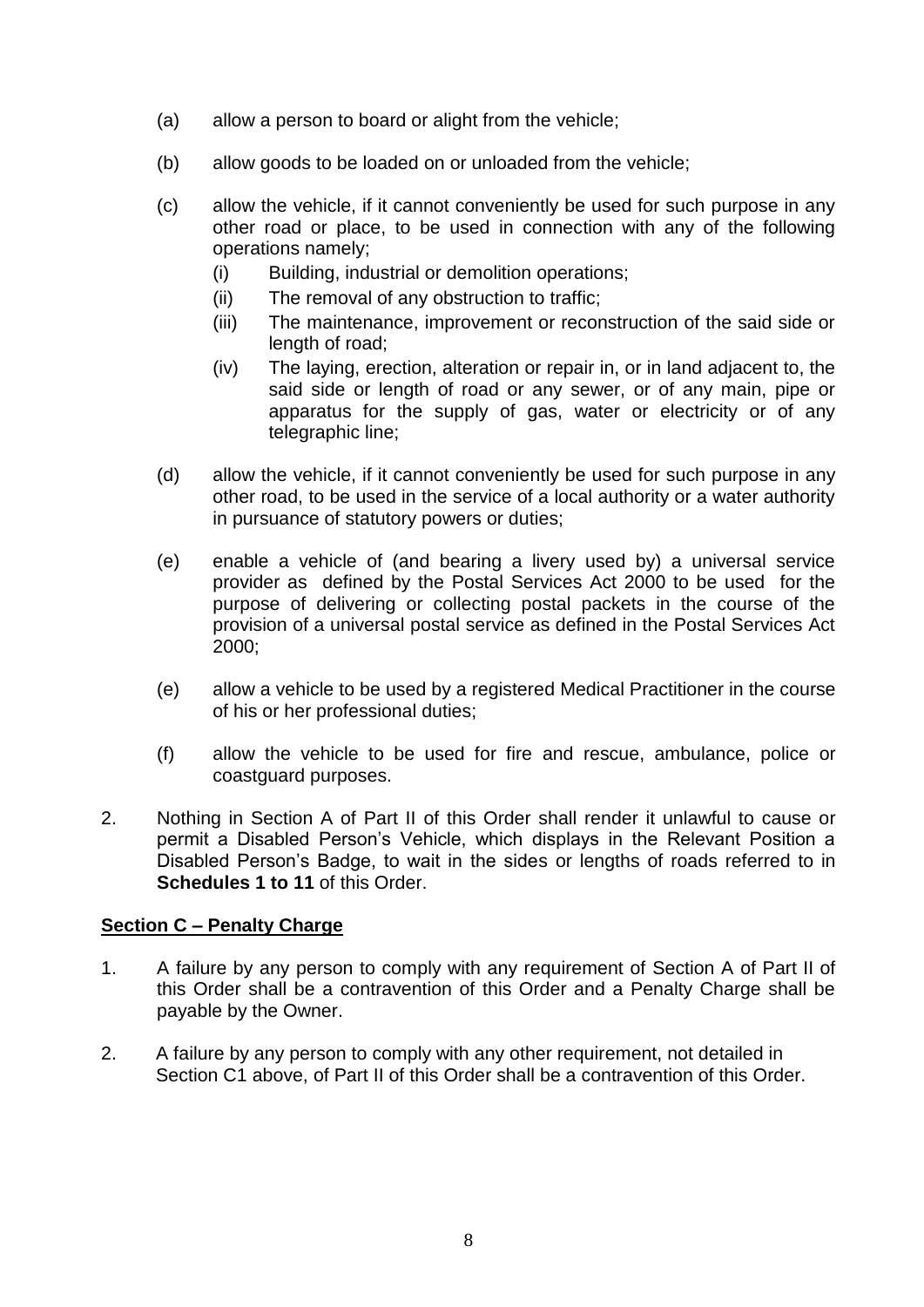(a) allow a person to board or alight from the vehicle;

(b) allow goods to be loaded on or unloaded from the vehicle;

(c) allow the vehicle, if it cannot conveniently be used for such purpose in any other road or place, to be used in connection with any of the following operations namely;

   (i) Building, industrial or demolition operations;
   (ii) The removal of any obstruction to traffic;
   (iii) The maintenance, improvement or reconstruction of the said side or length of road;
   (iv) The laying, erection, alteration or repair in, or in land adjacent to, the said side or length of road or any sewer, or of any main, pipe or apparatus for the supply of gas, water or electricity or of any telegraphic line;

(d) allow the vehicle, if it cannot conveniently be used for such purpose in any other road, to be used in the service of a local authority or a water authority in pursuance of statutory powers or duties;

(e) enable a vehicle of (and bearing a livery used by) a universal service provider as defined by the Postal Services Act 2000 to be used for the purpose of delivering or collecting postal packets in the course of the provision of a universal postal service as defined in the Postal Services Act 2000;

(e) allow a vehicle to be used by a registered Medical Practitioner in the course of his or her professional duties;

(f) allow the vehicle to be used for fire and rescue, ambulance, police or coastguard purposes.

2. Nothing in Section A of Part II of this Order shall render it unlawful to cause or permit a Disabled Person's Vehicle, which displays in the Relevant Position a Disabled Person's Badge, to wait in the sides or lengths of roads referred to in **Schedules 1 to 11** of this Order.

**Section C – Penalty Charge**

1. A failure by any person to comply with any requirement of Section A of Part II of this Order shall be a contravention of this Order and a Penalty Charge shall be payable by the Owner.

2. A failure by any person to comply with any other requirement, not detailed in Section C1 above, of Part II of this Order shall be a contravention of this Order.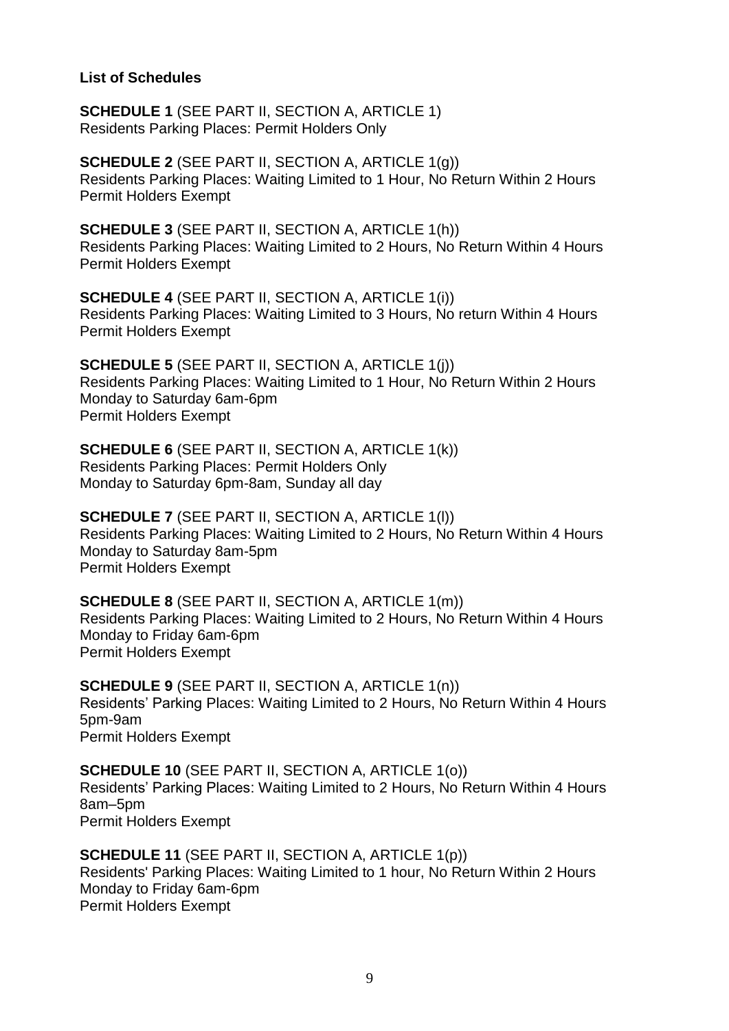**List of Schedules**

**SCHEDULE 1** (SEE PART II, SECTION A, ARTICLE 1)
Residents Parking Places: Permit Holders Only

**SCHEDULE 2** (SEE PART II, SECTION A, ARTICLE 1(g))
Residents Parking Places: Waiting Limited to 1 Hour, No Return Within 2 Hours
Permit Holders Exempt

**SCHEDULE 3** (SEE PART II, SECTION A, ARTICLE 1(h))
Residents Parking Places: Waiting Limited to 2 Hours, No Return Within 4 Hours
Permit Holders Exempt

**SCHEDULE 4** (SEE PART II, SECTION A, ARTICLE 1(i))
Residents Parking Places: Waiting Limited to 3 Hours, No return Within 4 Hours
Permit Holders Exempt

**SCHEDULE 5** (SEE PART II, SECTION A, ARTICLE 1(j))
Residents Parking Places: Waiting Limited to 1 Hour, No Return Within 2 Hours
Monday to Saturday 6am-6pm
Permit Holders Exempt

**SCHEDULE 6** (SEE PART II, SECTION A, ARTICLE 1(k))
Residents Parking Places: Permit Holders Only
Monday to Saturday 6pm-8am, Sunday all day

**SCHEDULE 7** (SEE PART II, SECTION A, ARTICLE 1(l))
Residents Parking Places: Waiting Limited to 2 Hours, No Return Within 4 Hours
Monday to Saturday 8am-5pm
Permit Holders Exempt

**SCHEDULE 8** (SEE PART II, SECTION A, ARTICLE 1(m))
Residents Parking Places: Waiting Limited to 2 Hours, No Return Within 4 Hours
Monday to Friday 6am-6pm
Permit Holders Exempt

**SCHEDULE 9** (SEE PART II, SECTION A, ARTICLE 1(n))
Residents' Parking Places: Waiting Limited to 2 Hours, No Return Within 4 Hours
5pm-9am
Permit Holders Exempt

**SCHEDULE 10** (SEE PART II, SECTION A, ARTICLE 1(o))
Residents' Parking Places: Waiting Limited to 2 Hours, No Return Within 4 Hours
8am–5pm
Permit Holders Exempt

**SCHEDULE 11** (SEE PART II, SECTION A, ARTICLE 1(p))
Residents' Parking Places: Waiting Limited to 1 hour, No Return Within 2 Hours
Monday to Friday 6am-6pm
Permit Holders Exempt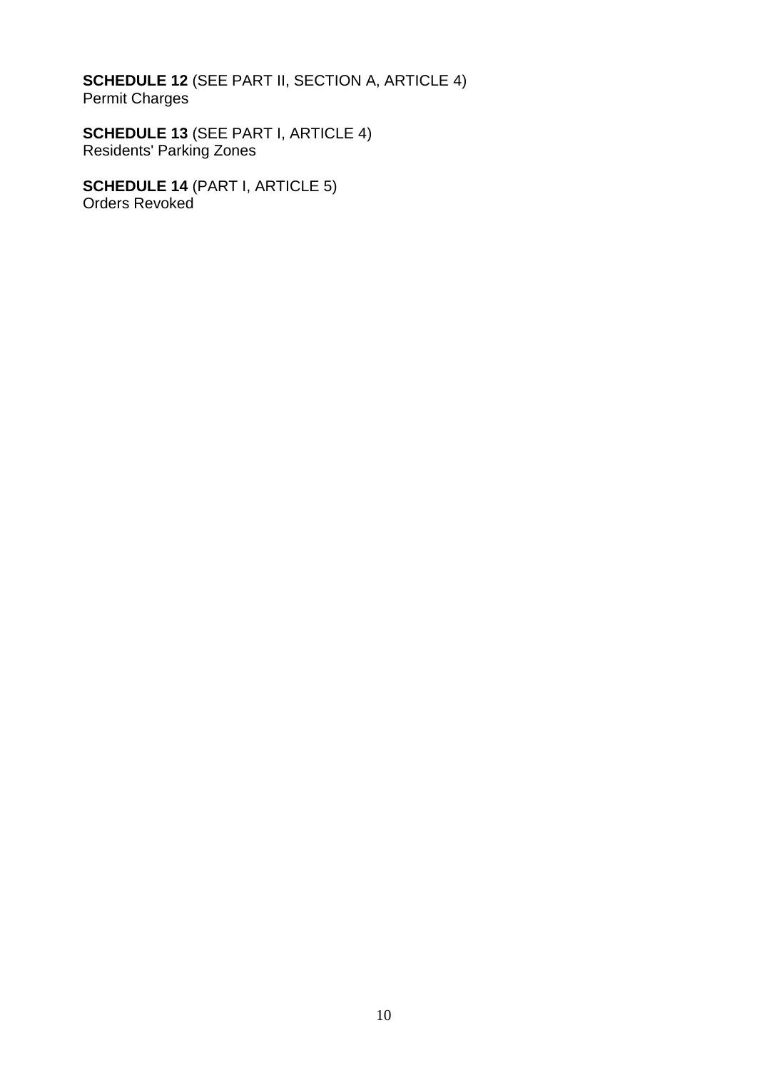**SCHEDULE 12** (SEE PART II, SECTION A, ARTICLE 4)
Permit Charges

**SCHEDULE 13** (SEE PART I, ARTICLE 4)
Residents' Parking Zones

**SCHEDULE 14** (PART I, ARTICLE 5)
Orders Revoked